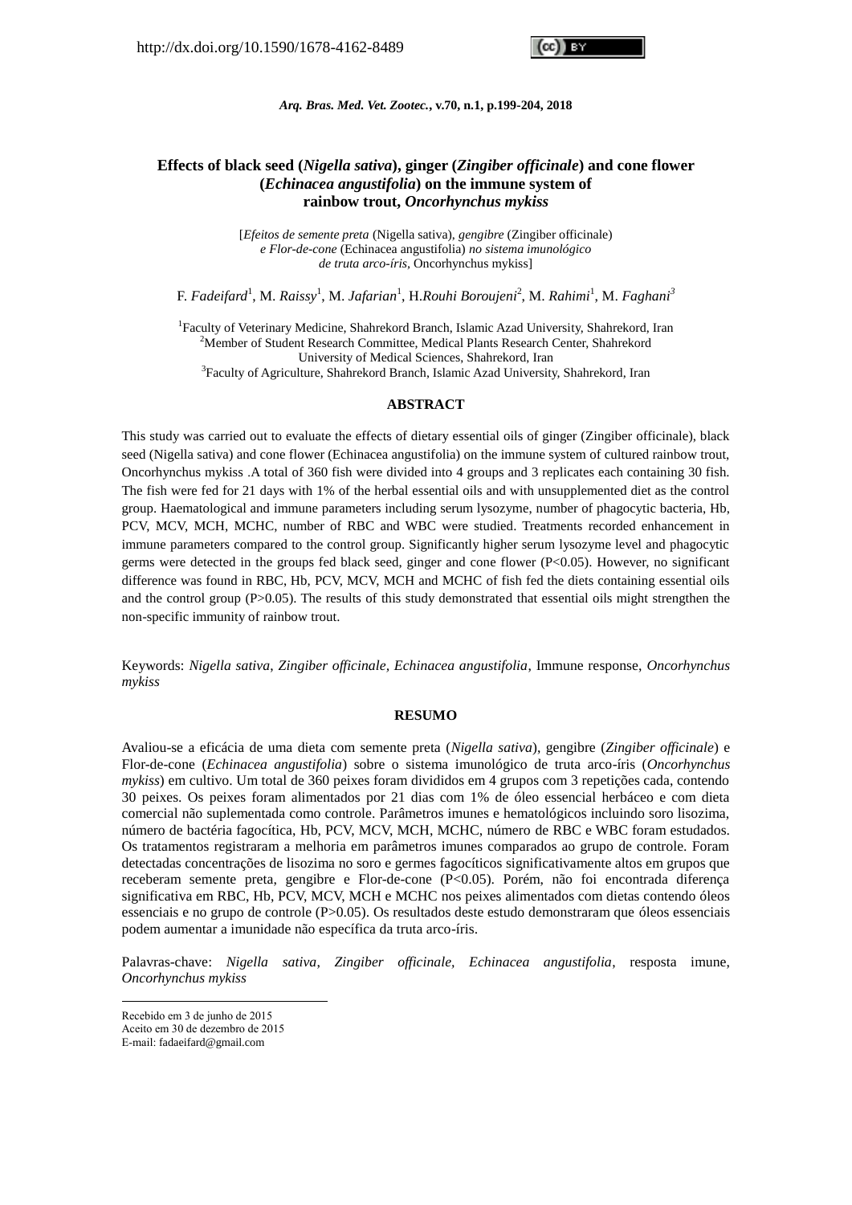http://dx.doi.org/10.1590/1678-4162-8489

*Arq. Bras. Med. Vet. Zootec.*, v.70, n.1, p.199-204, 2018

# Effects of black seed (*Nigella sativa*), ginger (*Zingiber officinale*) and cone flower (*Echinacea angustifolia*) on the immune system of rainbow trout, *Oncorhynchus mykiss*

[*Efeitos de semente preta* (Nigella sativa), *gengibre* (Zingiber officinale) *e Flor-de-cone* (Echinacea angustifolia) *no sistema imunológico de truta arco-íris*, Oncorhynchus mykiss]

F. *Fadeifard*[1], M. *Raissy*[1], M. *Jafarian*[1], H.*Rouhi Boroujeni*[2], M. *Rahimi*[1], M. *Faghani*[3]

[1]Faculty of Veterinary Medicine, Shahrekord Branch, Islamic Azad University, Shahrekord, Iran
[2]Member of Student Research Committee, Medical Plants Research Center, Shahrekord University of Medical Sciences, Shahrekord, Iran
[3]Faculty of Agriculture, Shahrekord Branch, Islamic Azad University, Shahrekord, Iran

## ABSTRACT

This study was carried out to evaluate the effects of dietary essential oils of ginger (Zingiber officinale), black seed (Nigella sativa) and cone flower (Echinacea angustifolia) on the immune system of cultured rainbow trout, Oncorhynchus mykiss .A total of 360 fish were divided into 4 groups and 3 replicates each containing 30 fish. The fish were fed for 21 days with 1% of the herbal essential oils and with unsupplemented diet as the control group. Haematological and immune parameters including serum lysozyme, number of phagocytic bacteria, Hb, PCV, MCV, MCH, MCHC, number of RBC and WBC were studied. Treatments recorded enhancement in immune parameters compared to the control group. Significantly higher serum lysozyme level and phagocytic germs were detected in the groups fed black seed, ginger and cone flower ($P<0.05$). However, no significant difference was found in RBC, Hb, PCV, MCV, MCH and MCHC of fish fed the diets containing essential oils and the control group ($P>0.05$). The results of this study demonstrated that essential oils might strengthen the non-specific immunity of rainbow trout.

Keywords: *Nigella sativa*, *Zingiber officinale*, *Echinacea angustifolia*, Immune response, *Oncorhynchus mykiss*

## RESUMO

Avaliou-se a eficácia de uma dieta com semente preta (*Nigella sativa*), gengibre (*Zingiber officinale*) e Flor-de-cone (*Echinacea angustifolia*) sobre o sistema imunológico de truta arco-íris (*Oncorhynchus mykiss*) em cultivo. Um total de 360 peixes foram divididos em 4 grupos com 3 repetições cada, contendo 30 peixes. Os peixes foram alimentados por 21 dias com 1% de óleo essencial herbáceo e com dieta comercial não suplementada como controle. Parâmetros imunes e hematológicos incluindo soro lisozima, número de bactéria fagocítica, Hb, PCV, MCV, MCH, MCHC, número de RBC e WBC foram estudados. Os tratamentos registraram a melhoria em parâmetros imunes comparados ao grupo de controle. Foram detectadas concentrações de lisozima no soro e germes fagocíticos significativamente altos em grupos que receberam semente preta, gengibre e Flor-de-cone ($P<0.05$). Porém, não foi encontrada diferença significativa em RBC, Hb, PCV, MCV, MCH e MCHC nos peixes alimentados com dietas contendo óleos essenciais e no grupo de controle ($P>0.05$). Os resultados deste estudo demonstraram que óleos essenciais podem aumentar a imunidade não específica da truta arco-íris.

Palavras-chave: *Nigella sativa*, *Zingiber officinale*, *Echinacea angustifolia*, resposta imune, *Oncorhynchus mykiss*

Recebido em 3 de junho de 2015
Aceito em 30 de dezembro de 2015
E-mail: fadaeifard@gmail.com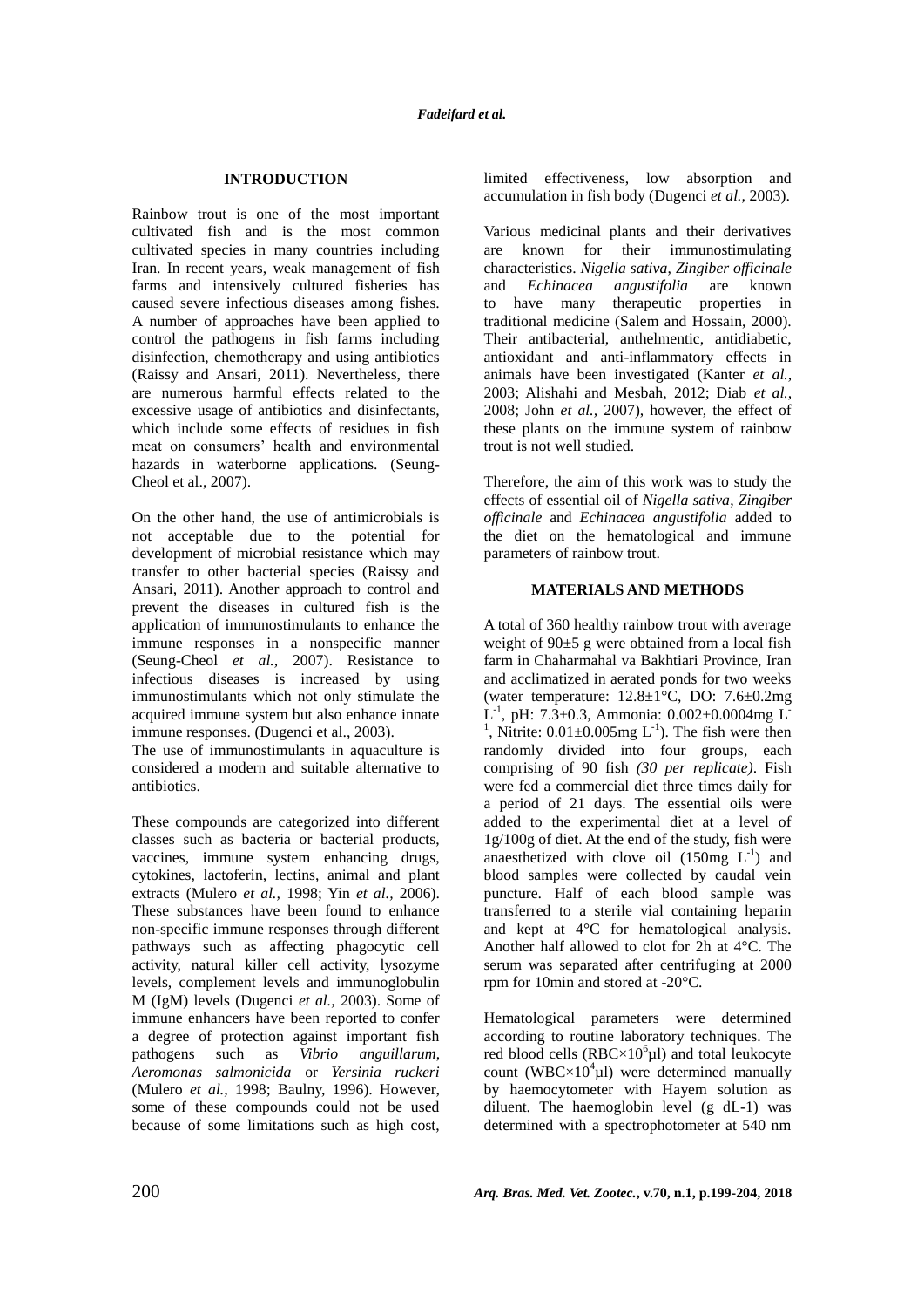## INTRODUCTION

Rainbow trout is one of the most important cultivated fish and is the most common cultivated species in many countries including Iran. In recent years, weak management of fish farms and intensively cultured fisheries has caused severe infectious diseases among fishes. A number of approaches have been applied to control the pathogens in fish farms including disinfection, chemotherapy and using antibiotics (Raissy and Ansari, 2011). Nevertheless, there are numerous harmful effects related to the excessive usage of antibiotics and disinfectants, which include some effects of residues in fish meat on consumers' health and environmental hazards in waterborne applications. (Seung-Cheol et al., 2007).

On the other hand, the use of antimicrobials is not acceptable due to the potential for development of microbial resistance which may transfer to other bacterial species (Raissy and Ansari, 2011). Another approach to control and prevent the diseases in cultured fish is the application of immunostimulants to enhance the immune responses in a nonspecific manner (Seung-Cheol *et al.,* 2007). Resistance to infectious diseases is increased by using immunostimulants which not only stimulate the acquired immune system but also enhance innate immune responses. (Dugenci et al., 2003).

The use of immunostimulants in aquaculture is considered a modern and suitable alternative to antibiotics.

These compounds are categorized into different classes such as bacteria or bacterial products, vaccines, immune system enhancing drugs, cytokines, lactoferin, lectins, animal and plant extracts (Mulero *et al.,* 1998; Yin *et al.,* 2006). These substances have been found to enhance non-specific immune responses through different pathways such as affecting phagocytic cell activity, natural killer cell activity, lysozyme levels, complement levels and immunoglobulin M (IgM) levels (Dugenci *et al.,* 2003). Some of immune enhancers have been reported to confer a degree of protection against important fish pathogens such as *Vibrio anguillarum*, *Aeromonas salmonicida* or *Yersinia ruckeri* (Mulero *et al.,* 1998; Baulny, 1996). However, some of these compounds could not be used because of some limitations such as high cost, limited effectiveness, low absorption and accumulation in fish body (Dugenci *et al.,* 2003).

Various medicinal plants and their derivatives are known for their immunostimulating characteristics. *Nigella sativa*, *Zingiber officinale* and *Echinacea angustifolia* are known to have many therapeutic properties in traditional medicine (Salem and Hossain, 2000). Their antibacterial, anthelmentic, antidiabetic, antioxidant and anti-inflammatory effects in animals have been investigated (Kanter *et al.,* 2003; Alishahi and Mesbah, 2012; Diab *et al.,* 2008; John *et al.,* 2007), however, the effect of these plants on the immune system of rainbow trout is not well studied.

Therefore, the aim of this work was to study the effects of essential oil of *Nigella sativa*, *Zingiber officinale* and *Echinacea angustifolia* added to the diet on the hematological and immune parameters of rainbow trout.

## MATERIALS AND METHODS

A total of 360 healthy rainbow trout with average weight of 90±5 g were obtained from a local fish farm in Chaharmahal va Bakhtiari Province, Iran and acclimatized in aerated ponds for two weeks (water temperature: 12.8±1°C, DO: 7.6±0.2mg $L^{-1}$, pH: 7.3±0.3, Ammonia: 0.002±0.0004mg $L^{-1}$, Nitrite: 0.01±0.005mg $L^{-1}$). The fish were then randomly divided into four groups, each comprising of 90 fish *(30 per replicate)*. Fish were fed a commercial diet three times daily for a period of 21 days. The essential oils were added to the experimental diet at a level of 1g/100g of diet. At the end of the study, fish were anaesthetized with clove oil (150mg $L^{-1}$) and blood samples were collected by caudal vein puncture. Half of each blood sample was transferred to a sterile vial containing heparin and kept at 4°C for hematological analysis. Another half allowed to clot for 2h at 4°C. The serum was separated after centrifuging at 2000 rpm for 10min and stored at -20°C.

Hematological parameters were determined according to routine laboratory techniques. The red blood cells (RBC×$10^6$µl) and total leukocyte count (WBC×$10^4$µl) were determined manually by haemocytometer with Hayem solution as diluent. The haemoglobin level (g dL-1) was determined with a spectrophotometer at 540 nm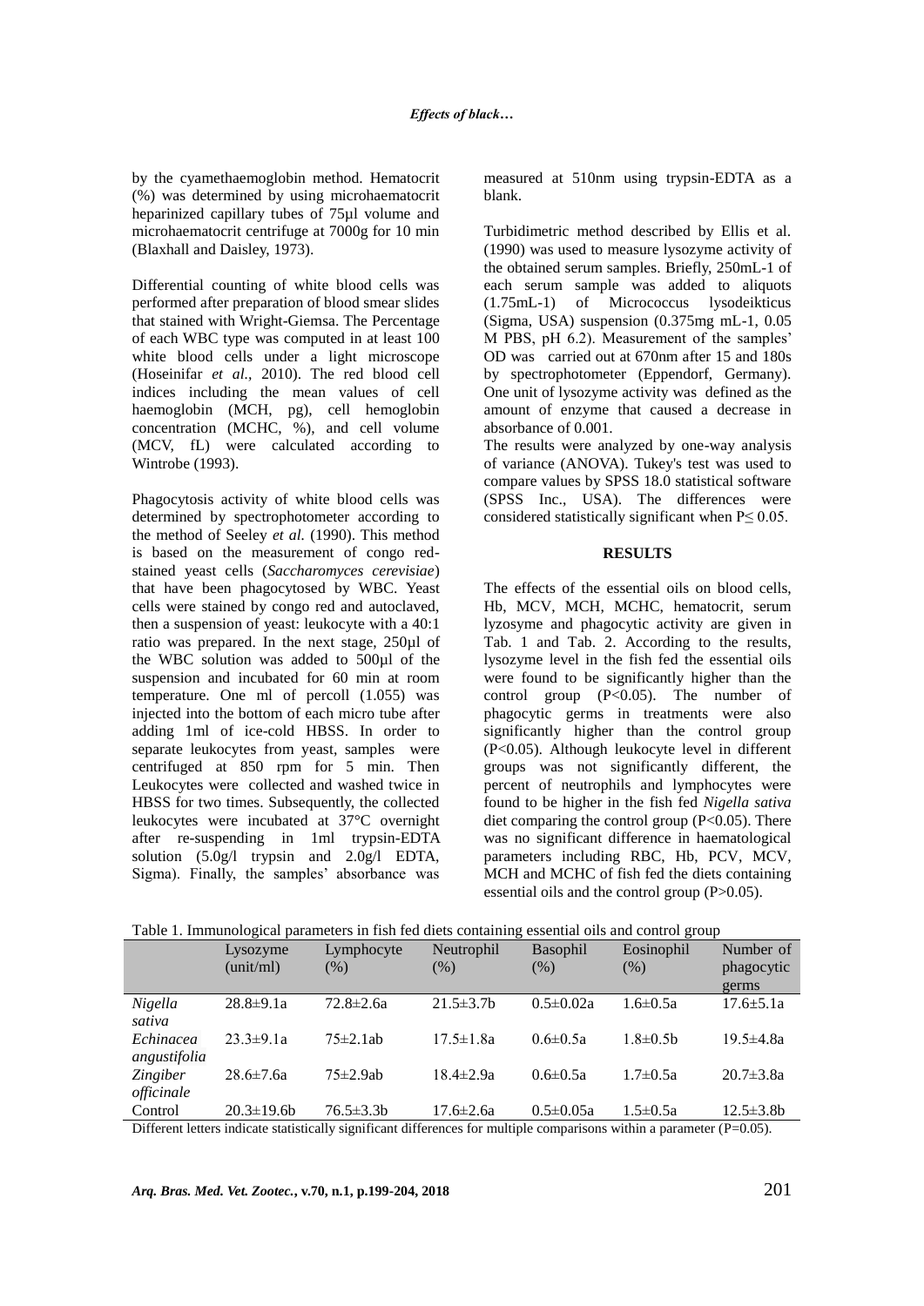by the cyamethaemoglobin method. Hematocrit (%) was determined by using microhaematocrit heparinized capillary tubes of 75µl volume and microhaematocrit centrifuge at 7000g for 10 min (Blaxhall and Daisley, 1973).

Differential counting of white blood cells was performed after preparation of blood smear slides that stained with Wright-Giemsa. The Percentage of each WBC type was computed in at least 100 white blood cells under a light microscope (Hoseinifar *et al.*, 2010). The red blood cell indices including the mean values of cell haemoglobin (MCH, pg), cell hemoglobin concentration (MCHC, %), and cell volume (MCV, fL) were calculated according to Wintrobe (1993).

Phagocytosis activity of white blood cells was determined by spectrophotometer according to the method of Seeley *et al.* (1990). This method is based on the measurement of congo red-stained yeast cells (*Saccharomyces cerevisiae*) that have been phagocytosed by WBC. Yeast cells were stained by congo red and autoclaved, then a suspension of yeast: leukocyte with a 40:1 ratio was prepared. In the next stage, 250µl of the WBC solution was added to 500µl of the suspension and incubated for 60 min at room temperature. One ml of percoll (1.055) was injected into the bottom of each micro tube after adding 1ml of ice-cold HBSS. In order to separate leukocytes from yeast, samples were centrifuged at 850 rpm for 5 min. Then Leukocytes were collected and washed twice in HBSS for two times. Subsequently, the collected leukocytes were incubated at 37°C overnight after re-suspending in 1ml trypsin-EDTA solution (5.0g/l trypsin and 2.0g/l EDTA, Sigma). Finally, the samples' absorbance was measured at 510nm using trypsin-EDTA as a blank.

Turbidimetric method described by Ellis et al. (1990) was used to measure lysozyme activity of the obtained serum samples. Briefly, 250mL-1 of each serum sample was added to aliquots (1.75mL-1) of Micrococcus lysodeikticus (Sigma, USA) suspension (0.375mg mL-1, 0.05 M PBS, pH 6.2). Measurement of the samples' OD was carried out at 670nm after 15 and 180s by spectrophotometer (Eppendorf, Germany). One unit of lysozyme activity was defined as the amount of enzyme that caused a decrease in absorbance of 0.001.
The results were analyzed by one-way analysis of variance (ANOVA). Tukey's test was used to compare values by SPSS 18.0 statistical software (SPSS Inc., USA). The differences were considered statistically significant when $P \leq 0.05$.

## RESULTS

The effects of the essential oils on blood cells, Hb, MCV, MCH, MCHC, hematocrit, serum lyzosyme and phagocytic activity are given in Tab. 1 and Tab. 2. According to the results, lysozyme level in the fish fed the essential oils were found to be significantly higher than the control group ($P<0.05$). The number of phagocytic germs in treatments were also significantly higher than the control group ($P<0.05$). Although leukocyte level in different groups was not significantly different, the percent of neutrophils and lymphocytes were found to be higher in the fish fed *Nigella sativa* diet comparing the control group ($P<0.05$). There was no significant difference in haematological parameters including RBC, Hb, PCV, MCV, MCH and MCHC of fish fed the diets containing essential oils and the control group ($P>0.05$).

Table 1. Immunological parameters in fish fed diets containing essential oils and control group

| | Lysozyme (unit/ml) | Lymphocyte (%) | Neutrophil (%) | Basophil (%) | Eosinophil (%) | Number of phagocytic germs |
|---|---|---|---|---|---|---|
| *Nigella sativa* | 28.8±9.1a | 72.8±2.6a | 21.5±3.7b | 0.5±0.02a | 1.6±0.5a | 17.6±5.1a |
| *Echinacea angustifolia* | 23.3±9.1a | 75±2.1ab | 17.5±1.8a | 0.6±0.5a | 1.8±0.5b | 19.5±4.8a |
| *Zingiber officinale* | 28.6±7.6a | 75±2.9ab | 18.4±2.9a | 0.6±0.5a | 1.7±0.5a | 20.7±3.8a |
| Control | 20.3±19.6b | 76.5±3.3b | 17.6±2.6a | 0.5±0.05a | 1.5±0.5a | 12.5±3.8b |

Different letters indicate statistically significant differences for multiple comparisons within a parameter ($P=0.05$).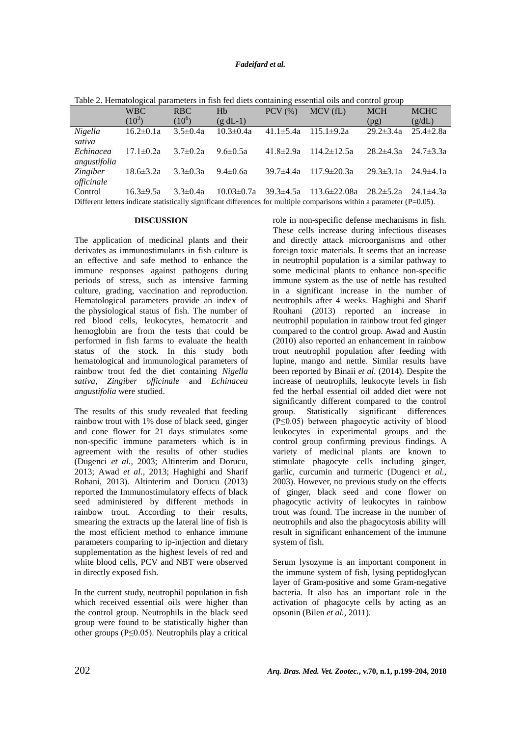Table 2. Hematological parameters in fish fed diets containing essential oils and control group

| | WBC ($10^3$) | RBC ($10^6$) | Hb (g dL-1) | PCV (%) | MCV (fL) | MCH (pg) | MCHC (g/dL) |
|---|---|---|---|---|---|---|---|
| *Nigella sativa* | 16.2±0.1a | 3.5±0.4a | 10.3±0.4a | 41.1±5.4a | 115.1±9.2a | 29.2±3.4a | 25.4±2.8a |
| *Echinacea angustifolia* | 17.1±0.2a | 3.7±0.2a | 9.6±0.5a | 41.8±2.9a | 114.2±12.5a | 28.2±4.3a | 24.7±3.3a |
| *Zingiber officinale* | 18.6±3.2a | 3.3±0.3a | 9.4±0.6a | 39.7±4.4a | 117.9±20.3a | 29.3±3.1a | 24.9±4.1a |
| Control | 16.3±9.5a | 3.3±0.4a | 10.03±0.7a | 39.3±4.5a | 113.6±22.08a | 28.2±5.2a | 24.1±4.3a |

Different letters indicate statistically significant differences for multiple comparisons within a parameter (P=0.05).

## DISCUSSION

The application of medicinal plants and their derivates as immunostimulants in fish culture is an effective and safe method to enhance the immune responses against pathogens during periods of stress, such as intensive farming culture, grading, vaccination and reproduction. Hematological parameters provide an index of the physiological status of fish. The number of red blood cells, leukocytes, hematocrit and hemoglobin are from the tests that could be performed in fish farms to evaluate the health status of the stock. In this study both hematological and immunological parameters of rainbow trout fed the diet containing *Nigella sativa*, *Zingiber officinale* and *Echinacea angustifolia* were studied.

The results of this study revealed that feeding rainbow trout with 1% dose of black seed, ginger and cone flower for 21 days stimulates some non-specific immune parameters which is in agreement with the results of other studies (Dugenci *et al.*, 2003; Altinterim and Dorucu, 2013; Awad *et al.*, 2013; Haghighi and Sharif Rohani, 2013). Altinterim and Dorucu (2013) reported the Immunostimulatory effects of black seed administered by different methods in rainbow trout. According to their results, smearing the extracts up the lateral line of fish is the most efficient method to enhance immune parameters comparing to ip-injection and dietary supplementation as the highest levels of red and white blood cells, PCV and NBT were observed in directly exposed fish.

In the current study, neutrophil population in fish which received essential oils were higher than the control group. Neutrophils in the black seed group were found to be statistically higher than other groups ($P \leq 0.05$). Neutrophils play a critical role in non-specific defense mechanisms in fish. These cells increase during infectious diseases and directly attack microorganisms and other foreign toxic materials. It seems that an increase in neutrophil population is a similar pathway to some medicinal plants to enhance non-specific immune system as the use of nettle has resulted in a significant increase in the number of neutrophils after 4 weeks. Haghighi and Sharif Rouhani (2013) reported an increase in neutrophil population in rainbow trout fed ginger compared to the control group. Awad and Austin (2010) also reported an enhancement in rainbow trout neutrophil population after feeding with lupine, mango and nettle. Similar results have been reported by Binaii *et al.* (2014). Despite the increase of neutrophils, leukocyte levels in fish fed the herbal essential oil added diet were not significantly different compared to the control group. Statistically significant differences ($P \leq 0.05$) between phagocytic activity of blood leukocytes in experimental groups and the control group confirming previous findings. A variety of medicinal plants are known to stimulate phagocyte cells including ginger, garlic, curcumin and turmeric (Dugenci *et al.*, 2003). However, no previous study on the effects of ginger, black seed and cone flower on phagocytic activity of leukocytes in rainbow trout was found. The increase in the number of neutrophils and also the phagocytosis ability will result in significant enhancement of the immune system of fish.

Serum lysozyme is an important component in the immune system of fish, lysing peptidoglycan layer of Gram-positive and some Gram-negative bacteria. It also has an important role in the activation of phagocyte cells by acting as an opsonin (Bilen *et al.*, 2011).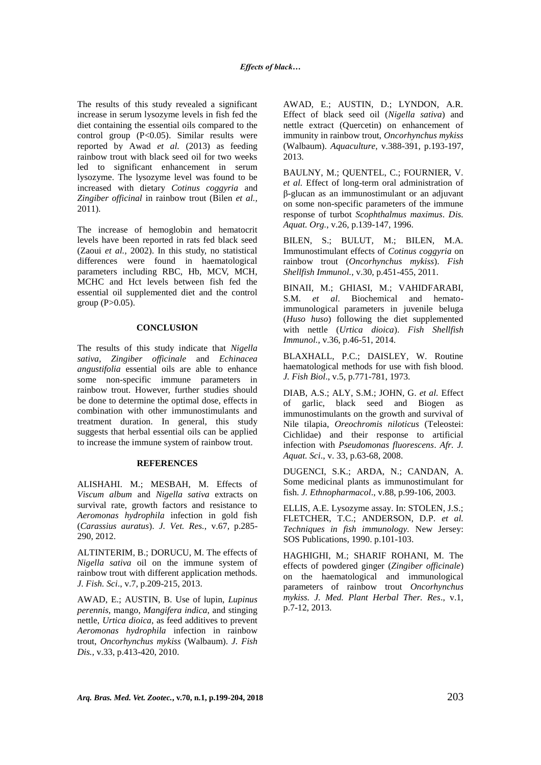The results of this study revealed a significant increase in serum lysozyme levels in fish fed the diet containing the essential oils compared to the control group ($P<0.05$). Similar results were reported by Awad *et al.* (2013) as feeding rainbow trout with black seed oil for two weeks led to significant enhancement in serum lysozyme. The lysozyme level was found to be increased with dietary *Cotinus coggyria* and *Zingiber officinal* in rainbow trout (Bilen *et al.,* 2011).

The increase of hemoglobin and hematocrit levels have been reported in rats fed black seed (Zaoui *et al.,* 2002). In this study, no statistical differences were found in haematological parameters including RBC, Hb, MCV, MCH, MCHC and Hct levels between fish fed the essential oil supplemented diet and the control group ($P>0.05$).

## CONCLUSION

The results of this study indicate that *Nigella sativa*, *Zingiber officinale* and *Echinacea angustifolia* essential oils are able to enhance some non-specific immune parameters in rainbow trout. However, further studies should be done to determine the optimal dose, effects in combination with other immunostimulants and treatment duration. In general, this study suggests that herbal essential oils can be applied to increase the immune system of rainbow trout.

## REFERENCES

ALISHAHI. M.; MESBAH, M. Effects of *Viscum album* and *Nigella sativa* extracts on survival rate, growth factors and resistance to *Aeromonas hydrophila* infection in gold fish (*Carassius auratus*). *J. Vet. Res.*, v.67, p.285-290, 2012.

ALTINTERIM, B.; DORUCU, M. The effects of *Nigella sativa* oil on the immune system of rainbow trout with different application methods. *J. Fish. Sci*., v.7, p.209-215, 2013.

AWAD, E.; AUSTIN, B. Use of lupin, *Lupinus perennis*, mango, *Mangifera indica*, and stinging nettle, *Urtica dioica*, as feed additives to prevent *Aeromonas hydrophila* infection in rainbow trout, *Oncorhynchus mykiss* (Walbaum). *J. Fish Dis.*, v.33, p.413-420, 2010.

AWAD, E.; AUSTIN, D.; LYNDON, A.R. Effect of black seed oil (*Nigella sativa*) and nettle extract (Quercetin) on enhancement of immunity in rainbow trout, *Oncorhynchus mykiss* (Walbaum). *Aquaculture*, v.388-391, p.193-197, 2013.

BAULNY, M.; QUENTEL, C.; FOURNIER, V. *et al.* Effect of long-term oral administration of β-glucan as an immunostimulant or an adjuvant on some non-specific parameters of the immune response of turbot *Scophthalmus maximus*. *Dis. Aquat. Org.*, v.26, p.139-147, 1996.

BILEN, S.; BULUT, M.; BILEN, M.A. Immunostimulant effects of *Cotinus coggyria* on rainbow trout (*Oncorhynchus mykiss*). *Fish Shellfish Immunol.*, v.30, p.451-455, 2011.

BINAII, M.; GHIASI, M.; VAHIDFARABI, S.M. *et al*. Biochemical and hemato-immunological parameters in juvenile beluga (*Huso huso*) following the diet supplemented with nettle (*Urtica dioica*). *Fish Shellfish Immunol.*, v.36, p.46-51, 2014.

BLAXHALL, P.C.; DAISLEY, W. Routine haematological methods for use with fish blood. *J. Fish Biol*., v.5, p.771-781, 1973.

DIAB, A.S.; ALY, S.M.; JOHN, G. *et al.* Effect of garlic, black seed and Biogen as immunostimulants on the growth and survival of Nile tilapia, *Oreochromis niloticus* (Teleostei: Cichlidae) and their response to artificial infection with *Pseudomonas fluorescens*. *Afr. J. Aquat. Sci*., v. 33, p.63-68, 2008.

DUGENCI, S.K.; ARDA, N.; CANDAN, A. Some medicinal plants as immunostimulant for fish. *J. Ethnopharmacol*., v.88, p.99-106, 2003.

ELLIS, A.E. Lysozyme assay. In: STOLEN, J.S.; FLETCHER, T.C.; ANDERSON, D.P. *et al. Techniques in fish immunology.* New Jersey: SOS Publications, 1990. p.101-103.

HAGHIGHI, M.; SHARIF ROHANI, M. The effects of powdered ginger (*Zingiber officinale*) on the haematological and immunological parameters of rainbow trout *Oncorhynchus mykiss*. *J. Med. Plant Herbal Ther. Res*., v.1, p.7-12, 2013.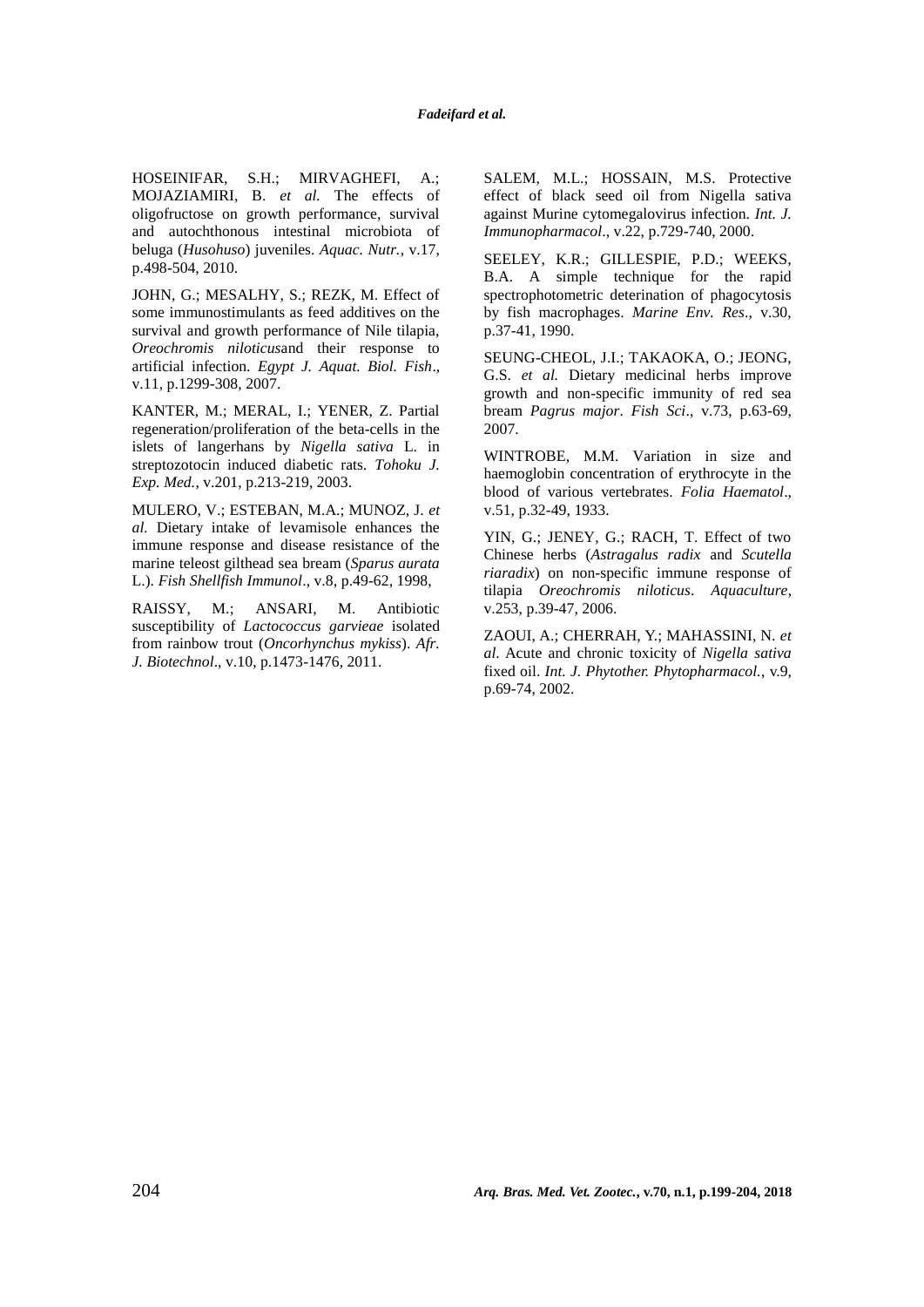HOSEINIFAR, S.H.; MIRVAGHEFI, A.; MOJAZIAMIRI, B. *et al.* The effects of oligofructose on growth performance, survival and autochthonous intestinal microbiota of beluga (*Husohuso*) juveniles. *Aquac. Nutr.*, v.17, p.498-504, 2010.

JOHN, G.; MESALHY, S.; REZK, M. Effect of some immunostimulants as feed additives on the survival and growth performance of Nile tilapia, *Oreochromis niloticus*and their response to artificial infection. *Egypt J. Aquat. Biol. Fish*., v.11, p.1299-308, 2007.

KANTER, M.; MERAL, I.; YENER, Z. Partial regeneration/proliferation of the beta-cells in the islets of langerhans by *Nigella sativa* L. in streptozotocin induced diabetic rats. *Tohoku J. Exp. Med.*, v.201, p.213-219, 2003.

MULERO, V.; ESTEBAN, M.A.; MUNOZ, J. *et al.* Dietary intake of levamisole enhances the immune response and disease resistance of the marine teleost gilthead sea bream (*Sparus aurata* L.). *Fish Shellfish Immunol*., v.8, p.49-62, 1998,

RAISSY, M.; ANSARI, M. Antibiotic susceptibility of *Lactococcus garvieae* isolated from rainbow trout (*Oncorhynchus mykiss*). *Afr. J. Biotechnol*., v.10, p.1473-1476, 2011.

SALEM, M.L.; HOSSAIN, M.S. Protective effect of black seed oil from Nigella sativa against Murine cytomegalovirus infection. *Int. J. Immunopharmacol*., v.22, p.729-740, 2000.

SEELEY, K.R.; GILLESPIE, P.D.; WEEKS, B.A. A simple technique for the rapid spectrophotometric deterination of phagocytosis by fish macrophages. *Marine Env. Res*., v.30, p.37-41, 1990.

SEUNG-CHEOL, J.I.; TAKAOKA, O.; JEONG, G.S. *et al.* Dietary medicinal herbs improve growth and non-specific immunity of red sea bream *Pagrus major*. *Fish Sci*., v.73, p.63-69, 2007.

WINTROBE, M.M. Variation in size and haemoglobin concentration of erythrocyte in the blood of various vertebrates. *Folia Haematol*., v.51, p.32-49, 1933.

YIN, G.; JENEY, G.; RACH, T. Effect of two Chinese herbs (*Astragalus radix* and *Scutella riaradix*) on non-specific immune response of tilapia *Oreochromis niloticus*. *Aquaculture*, v.253, p.39-47, 2006.

ZAOUI, A.; CHERRAH, Y.; MAHASSINI, N. *et al*. Acute and chronic toxicity of *Nigella sativa* fixed oil. *Int. J. Phytother. Phytopharmacol.*, v.9, p.69-74, 2002.